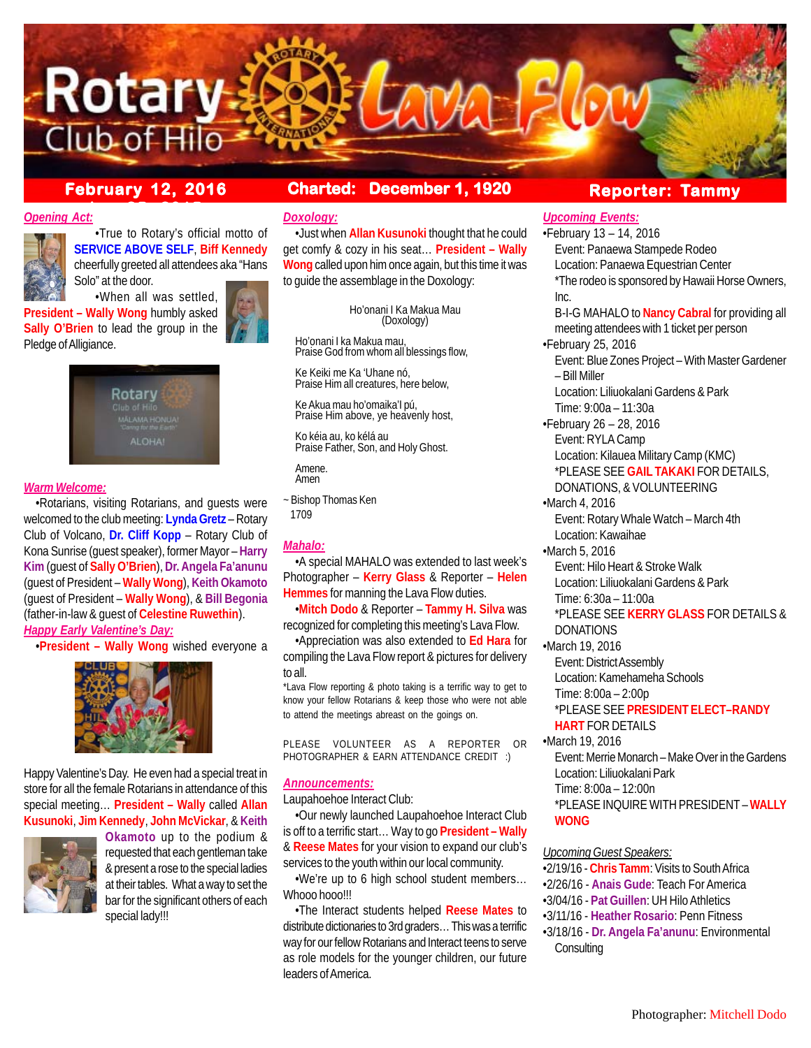# Rotary Club of Hilo Lava Flow

**February 12, 2016** | **Charted: December 1, 1920** | **Reporter: Tammy**

## *Opening Act:*

•True to Rotary's official motto of **SERVICE ABOVE SELF**, **Biff Kennedy** cheerfully greeted all attendees aka "Hans Solo" at the door.

•When all was settled, **President – Wally Wong** humbly asked **Sally O'Brien** to lead the group in the Pledge of Alligiance.

## *Warm Welcome:*

•Rotarians, visiting Rotarians, and guests were welcomed to the club meeting: **Lynda Gretz** – Rotary Club of Volcano, **Dr. Cliff Kopp** – Rotary Club of Kona Sunrise (guest speaker), former Mayor – **Harry Kim** (guest of **Sally O'Brien**), **Dr. Angela Fa'anunu** (guest of President – **Wally Wong**), **Keith Okamoto** (guest of President – **Wally Wong**), & **Bill Begonia** (father-in-law & guest of **Celestine Ruwethin**).

## *Happy Early Valentine's Day:*

•**President – Wally Wong** wished everyone a Happy Valentine's Day. He even had a special treat in store for all the female Rotarians in attendance of this special meeting… **President – Wally** called **Allan Kusunoki**, **Jim Kennedy**, **John McVickar**, & **Keith Okamoto** up to the podium & requested that each gentleman take & present a rose to the special ladies at their tables. What a way to set the bar for the significant others of each special lady!!!

## *Doxology:*

•Just when **Allan Kusunoki** thought that he could get comfy & cozy in his seat… **President – Wally Wong** called upon him once again, but this time it was to guide the assemblage in the Doxology:

Ho'onani I Ka Makua Mau
(Doxology)

Ho'onani I ka Makua mau,
Praise God from whom all blessings flow,

Ke Keiki me Ka 'Uhane nó,
Praise Him all creatures, here below,

Ke Akua mau ho'omaika'I pú,
Praise Him above, ye heavenly host,

Ko kéia au, ko kélá au
Praise Father, Son, and Holy Ghost.

Amene.
Amen

~ Bishop Thomas Ken
1709

## *Mahalo:*

•A special MAHALO was extended to last week's Photographer – **Kerry Glass** & Reporter – **Helen Hemmes** for manning the Lava Flow duties.

•**Mitch Dodo** & Reporter – **Tammy H. Silva** was recognized for completing this meeting's Lava Flow.

•Appreciation was also extended to **Ed Hara** for compiling the Lava Flow report & pictures for delivery to all.

*Lava Flow reporting & photo taking is a terrific way to get to know your fellow Rotarians & keep those who were not able to attend the meetings abreast on the goings on.

PLEASE VOLUNTEER AS A REPORTER OR PHOTOGRAPHER & EARN ATTENDANCE CREDIT :)

## *Announcements:*

Laupahoehoe Interact Club:

•Our newly launched Laupahoehoe Interact Club is off to a terrific start… Way to go **President – Wally** & **Reese Mates** for your vision to expand our club's services to the youth within our local community.

•We're up to 6 high school student members… Whooo hooo!!!

•The Interact students helped **Reese Mates** to distribute dictionaries to 3rd graders… This was a terrific way for our fellow Rotarians and Interact teens to serve as role models for the younger children, our future leaders of America.

## *Upcoming Events:*

•February 13 – 14, 2016
Event: Panaewa Stampede Rodeo
Location: Panaewa Equestrian Center
*The rodeo is sponsored by Hawaii Horse Owners, Inc.
B-I-G MAHALO to **Nancy Cabral** for providing all meeting attendees with 1 ticket per person

•February 25, 2016
Event: Blue Zones Project – With Master Gardener – Bill Miller
Location: Liliuokalani Gardens & Park
Time: 9:00a – 11:30a

•February 26 – 28, 2016
Event: RYLA Camp
Location: Kilauea Military Camp (KMC)
*PLEASE SEE **GAIL TAKAKI** FOR DETAILS, DONATIONS, & VOLUNTEERING

•March 4, 2016
Event: Rotary Whale Watch – March 4th
Location: Kawaihae

•March 5, 2016
Event: Hilo Heart & Stroke Walk
Location: Liliuokalani Gardens & Park
Time: 6:30a – 11:00a
*PLEASE SEE **KERRY GLASS** FOR DETAILS & DONATIONS

•March 19, 2016
Event: District Assembly
Location: Kamehameha Schools
Time: 8:00a – 2:00p
*PLEASE SEE **PRESIDENT ELECT–RANDY HART** FOR DETAILS

•March 19, 2016
Event: Merrie Monarch – Make Over in the Gardens
Location: Liliuokalani Park
Time: 8:00a – 12:00n
*PLEASE INQUIRE WITH PRESIDENT – **WALLY WONG**

## *Upcoming Guest Speakers:*

•2/19/16 - **Chris Tamm**: Visits to South Africa
•2/26/16 - **Anais Gude**: Teach For America
•3/04/16 - **Pat Guillen**: UH Hilo Athletics
•3/11/16 - **Heather Rosario**: Penn Fitness
•3/18/16 - **Dr. Angela Fa'anunu**: Environmental Consulting

Photographer: Mitchell Dodo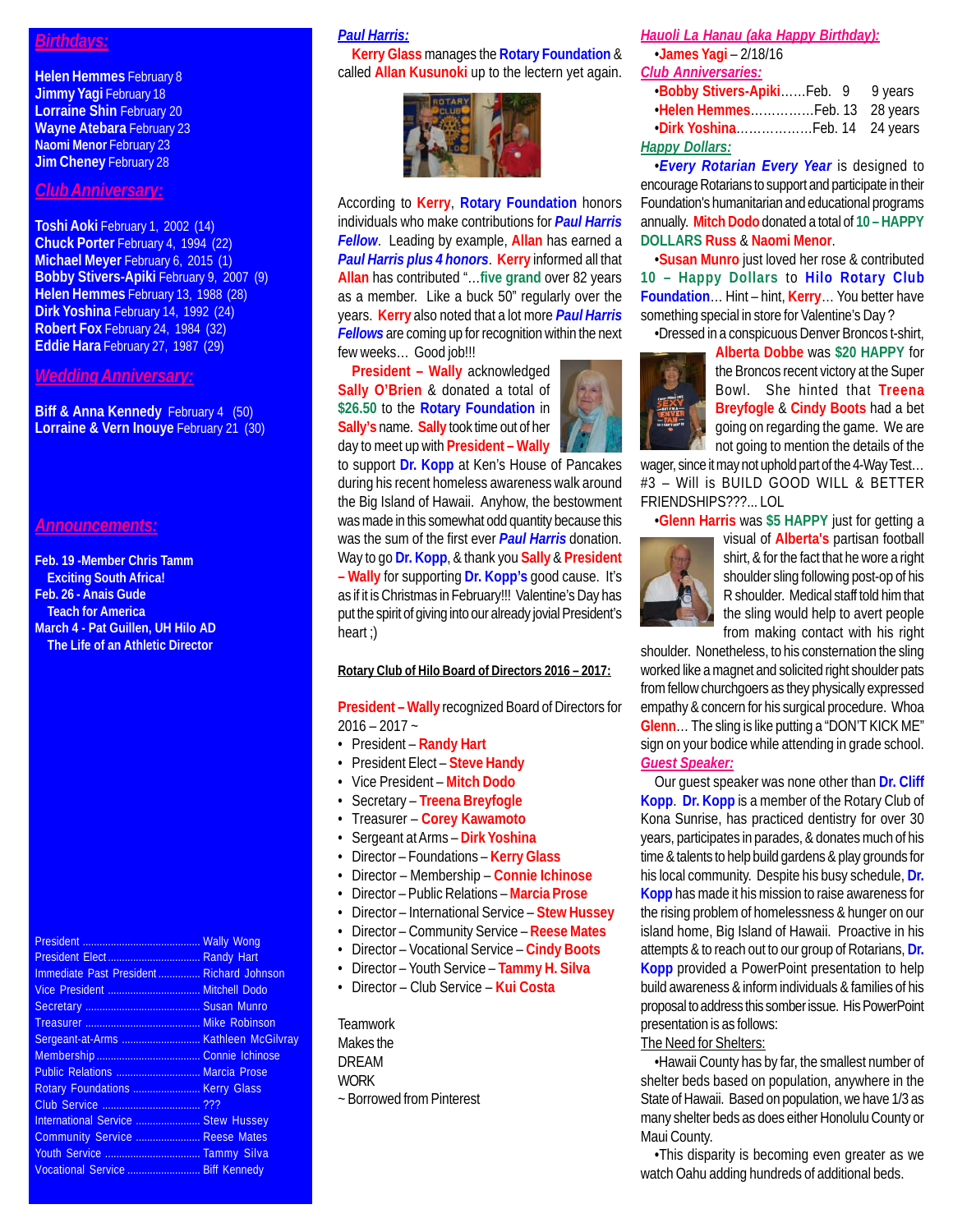## *Birthdays:*

**Helen Hemmes** February 8
**Jimmy Yagi** February 18
**Lorraine Shin** February 20
**Wayne Atebara** February 23
**Naomi Menor** February 23
**Jim Cheney** February 28

## *Club Anniversary:*

**Toshi Aoki** February 1, 2002 (14)
**Chuck Porter** February 4, 1994 (22)
**Michael Meyer** February 6, 2015 (1)
**Bobby Stivers-Apiki** February 9, 2007 (9)
**Helen Hemmes** February 13, 1988 (28)
**Dirk Yoshina** February 14, 1992 (24)
**Robert Fox** February 24, 1984 (32)
**Eddie Hara** February 27, 1987 (29)

## *Wedding Anniversary:*

**Biff & Anna Kennedy** February 4 (50)
**Lorraine & Vern Inouye** February 21 (30)

## *Announcements:*

**Feb. 19 -Member Chris Tamm**
**Exciting South Africa!**
**Feb. 26 - Anais Gude**
**Teach for America**
**March 4 - Pat Guillen, UH Hilo AD**
**The Life of an Athletic Director**

| | |
|---|---|
| President | Wally Wong |
| President Elect | Randy Hart |
| Immediate Past President | Richard Johnson |
| Vice President | Mitchell Dodo |
| Secretary | Susan Munro |
| Treasurer | Mike Robinson |
| Sergeant-at-Arms | Kathleen McGilvray |
| Membership | Connie Ichinose |
| Public Relations | Marcia Prose |
| Rotary Foundations | Kerry Glass |
| Club Service | ??? |
| International Service | Stew Hussey |
| Community Service | Reese Mates |
| Youth Service | Tammy Silva |
| Vocational Service | Biff Kennedy |

## *Paul Harris:*

**Kerry Glass** manages the **Rotary Foundation** & called **Allan Kusunoki** up to the lectern yet again.

According to **Kerry**, **Rotary Foundation** honors individuals who make contributions for ***Paul Harris Fellow***. Leading by example, **Allan** has earned a ***Paul Harris plus 4 honors***. **Kerry** informed all that **Allan** has contributed "…**five grand** over 82 years as a member. Like a buck 50" regularly over the years. **Kerry** also noted that a lot more ***Paul Harris Fellows*** are coming up for recognition within the next few weeks… Good job!!!

**President – Wally** acknowledged **Sally O'Brien** & donated a total of **$26.50** to the **Rotary Foundation** in **Sally's** name. **Sally** took time out of her day to meet up with **President – Wally** to support **Dr. Kopp** at Ken's House of Pancakes during his recent homeless awareness walk around the Big Island of Hawaii. Anyhow, the bestowment was made in this somewhat odd quantity because this was the sum of the first ever ***Paul Harris*** donation. Way to go **Dr. Kopp**, & thank you **Sally** & **President – Wally** for supporting **Dr. Kopp's** good cause. It's as if it is Christmas in February!!! Valentine's Day has put the spirit of giving into our already jovial President's heart ;)

**Rotary Club of Hilo Board of Directors 2016 – 2017:**

**President – Wally** recognized Board of Directors for 2016 – 2017 ~

- President – **Randy Hart**
- President Elect – **Steve Handy**
- Vice President – **Mitch Dodo**
- Secretary – **Treena Breyfogle**
- Treasurer – **Corey Kawamoto**
- Sergeant at Arms – **Dirk Yoshina**
- Director – Foundations – **Kerry Glass**
- Director – Membership – **Connie Ichinose**
- Director – Public Relations – **Marcia Prose**
- Director – International Service – **Stew Hussey**
- Director – Community Service – **Reese Mates**
- Director – Vocational Service – **Cindy Boots**
- Director – Youth Service – **Tammy H. Silva**
- Director – Club Service – **Kui Costa**

Teamwork
Makes the
DREAM
WORK
~ Borrowed from Pinterest

## *Hauoli La Hanau (aka Happy Birthday):*

•**James Yagi** – 2/18/16

## *Club Anniversaries:*

| | | |
|---|---|---|
| •**Bobby Stivers-Apiki** | Feb. 9 | 9 years |
| •**Helen Hemmes** | Feb. 13 | 28 years |
| •**Dirk Yoshina** | Feb. 14 | 24 years |

## *Happy Dollars:*

•***Every Rotarian Every Year*** is designed to encourage Rotarians to support and participate in their Foundation's humanitarian and educational programs annually. **Mitch Dodo** donated a total of **10 – HAPPY DOLLARS Russ** & **Naomi Menor**.

•**Susan Munro** just loved her rose & contributed **10 – Happy Dollars** to **Hilo Rotary Club Foundation**… Hint – hint, **Kerry**… You better have something special in store for Valentine's Day ?

•Dressed in a conspicuous Denver Broncos t-shirt, **Alberta Dobbe** was **$20 HAPPY** for the Broncos recent victory at the Super Bowl. She hinted that **Treena Breyfogle** & **Cindy Boots** had a bet going on regarding the game. We are not going to mention the details of the wager, since it may not uphold part of the 4-Way Test… #3 – Will is BUILD GOOD WILL & BETTER FRIENDSHIPS???... LOL

•**Glenn Harris** was **$5 HAPPY** just for getting a visual of **Alberta's** partisan football shirt, & for the fact that he wore a right shoulder sling following post-op of his R shoulder. Medical staff told him that the sling would help to avert people from making contact with his right shoulder. Nonetheless, to his consternation the sling worked like a magnet and solicited right shoulder pats from fellow churchgoers as they physically expressed empathy & concern for his surgical procedure. Whoa **Glenn**… The sling is like putting a "DON'T KICK ME" sign on your bodice while attending in grade school.

## *Guest Speaker:*

Our guest speaker was none other than **Dr. Cliff Kopp**. **Dr. Kopp** is a member of the Rotary Club of Kona Sunrise, has practiced dentistry for over 30 years, participates in parades, & donates much of his time & talents to help build gardens & play grounds for his local community. Despite his busy schedule, **Dr. Kopp** has made it his mission to raise awareness for the rising problem of homelessness & hunger on our island home, Big Island of Hawaii. Proactive in his attempts & to reach out to our group of Rotarians, **Dr. Kopp** provided a PowerPoint presentation to help build awareness & inform individuals & families of his proposal to address this somber issue. His PowerPoint presentation is as follows:

The Need for Shelters:

•Hawaii County has by far, the smallest number of shelter beds based on population, anywhere in the State of Hawaii. Based on population, we have 1/3 as many shelter beds as does either Honolulu County or Maui County.

•This disparity is becoming even greater as we watch Oahu adding hundreds of additional beds.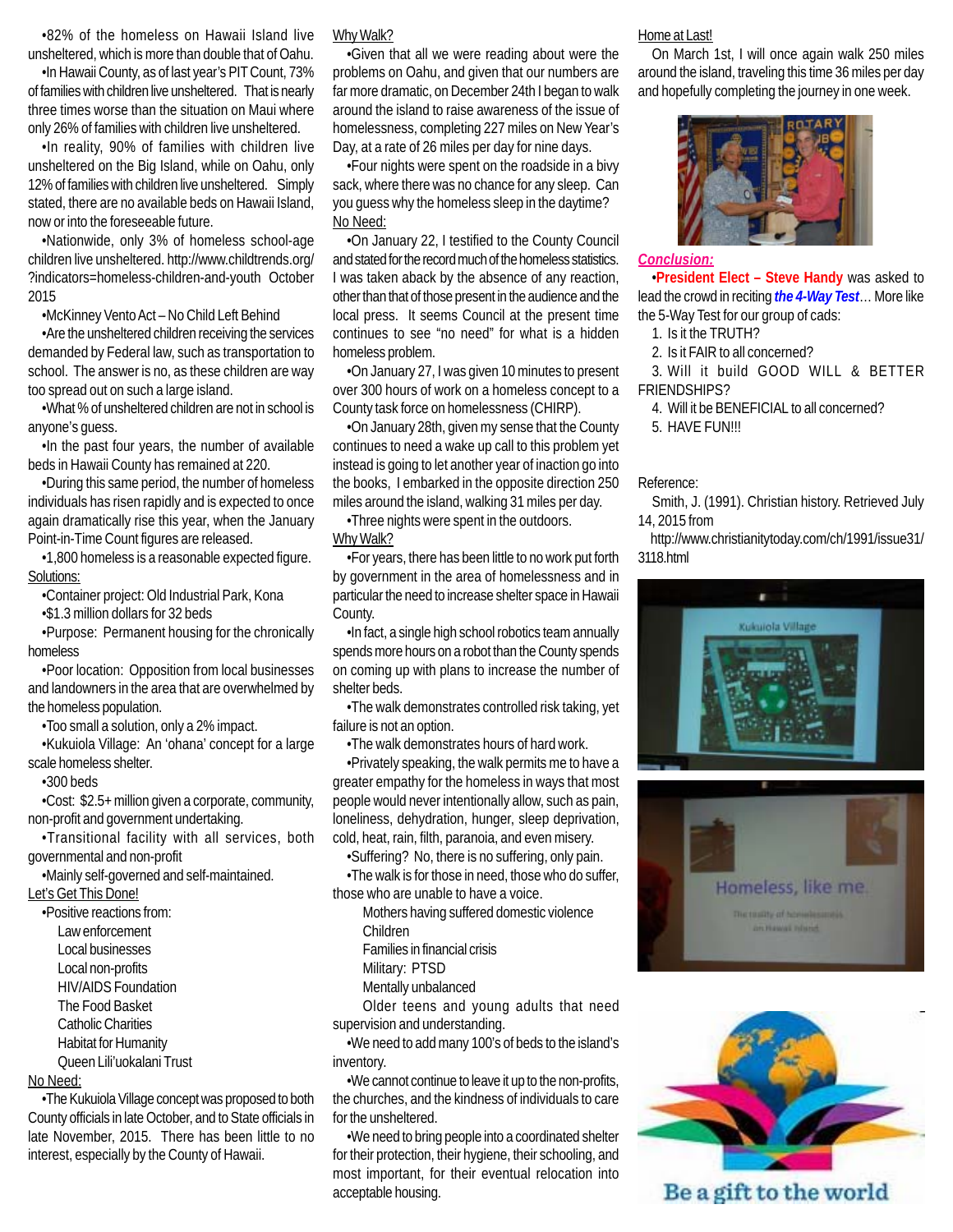•82% of the homeless on Hawaii Island live unsheltered, which is more than double that of Oahu.

•In Hawaii County, as of last year's PIT Count, 73% of families with children live unsheltered. That is nearly three times worse than the situation on Maui where only 26% of families with children live unsheltered.

•In reality, 90% of families with children live unsheltered on the Big Island, while on Oahu, only 12% of families with children live unsheltered. Simply stated, there are no available beds on Hawaii Island, now or into the foreseeable future.

•Nationwide, only 3% of homeless school-age children live unsheltered. http://www.childtrends.org/?indicators=homeless-children-and-youth October 2015

•McKinney Vento Act – No Child Left Behind

•Are the unsheltered children receiving the services demanded by Federal law, such as transportation to school. The answer is no, as these children are way too spread out on such a large island.

•What % of unsheltered children are not in school is anyone's guess.

•In the past four years, the number of available beds in Hawaii County has remained at 220.

•During this same period, the number of homeless individuals has risen rapidly and is expected to once again dramatically rise this year, when the January Point-in-Time Count figures are released.

•1,800 homeless is a reasonable expected figure.

Solutions:

•Container project: Old Industrial Park, Kona

•$1.3 million dollars for 32 beds

•Purpose: Permanent housing for the chronically homeless

•Poor location: Opposition from local businesses and landowners in the area that are overwhelmed by the homeless population.

•Too small a solution, only a 2% impact.

•Kukuiola Village: An 'ohana' concept for a large scale homeless shelter.

•300 beds

•Cost: $2.5+ million given a corporate, community, non-profit and government undertaking.

•Transitional facility with all services, both governmental and non-profit

•Mainly self-governed and self-maintained.

Let's Get This Done!

•Positive reactions from:

Law enforcement
Local businesses
Local non-profits
HIV/AIDS Foundation
The Food Basket
Catholic Charities
Habitat for Humanity
Queen Lili'uokalani Trust

No Need:

•The Kukuiola Village concept was proposed to both County officials in late October, and to State officials in late November, 2015. There has been little to no interest, especially by the County of Hawaii.

Why Walk?

•Given that all we were reading about were the problems on Oahu, and given that our numbers are far more dramatic, on December 24th I began to walk around the island to raise awareness of the issue of homelessness, completing 227 miles on New Year's Day, at a rate of 26 miles per day for nine days.

•Four nights were spent on the roadside in a bivy sack, where there was no chance for any sleep. Can you guess why the homeless sleep in the daytime?

No Need:

•On January 22, I testified to the County Council and stated for the record much of the homeless statistics. I was taken aback by the absence of any reaction, other than that of those present in the audience and the local press. It seems Council at the present time continues to see "no need" for what is a hidden homeless problem.

•On January 27, I was given 10 minutes to present over 300 hours of work on a homeless concept to a County task force on homelessness (CHIRP).

•On January 28th, given my sense that the County continues to need a wake up call to this problem yet instead is going to let another year of inaction go into the books, I embarked in the opposite direction 250 miles around the island, walking 31 miles per day.

•Three nights were spent in the outdoors.

Why Walk?

•For years, there has been little to no work put forth by government in the area of homelessness and in particular the need to increase shelter space in Hawaii County.

•In fact, a single high school robotics team annually spends more hours on a robot than the County spends on coming up with plans to increase the number of shelter beds.

•The walk demonstrates controlled risk taking, yet failure is not an option.

•The walk demonstrates hours of hard work.

•Privately speaking, the walk permits me to have a greater empathy for the homeless in ways that most people would never intentionally allow, such as pain, loneliness, dehydration, hunger, sleep deprivation, cold, heat, rain, filth, paranoia, and even misery.

•Suffering? No, there is no suffering, only pain.

•The walk is for those in need, those who do suffer, those who are unable to have a voice.

Mothers having suffered domestic violence
Children
Families in financial crisis
Military: PTSD
Mentally unbalanced
Older teens and young adults that need supervision and understanding.

•We need to add many 100's of beds to the island's inventory.

•We cannot continue to leave it up to the non-profits, the churches, and the kindness of individuals to care for the unsheltered.

•We need to bring people into a coordinated shelter for their protection, their hygiene, their schooling, and most important, for their eventual relocation into acceptable housing.

Home at Last!

On March 1st, I will once again walk 250 miles around the island, traveling this time 36 miles per day and hopefully completing the journey in one week.

***Conclusion:***

•**President Elect – Steve Handy** was asked to lead the crowd in reciting ***the 4-Way Test***… More like the 5-Way Test for our group of cads:

1. Is it the TRUTH?
2. Is it FAIR to all concerned?
3. Will it build GOOD WILL & BETTER FRIENDSHIPS?
4. Will it be BENEFICIAL to all concerned?
5. HAVE FUN!!!

Reference:

Smith, J. (1991). Christian history. Retrieved July 14, 2015 from http://www.christianitytoday.com/ch/1991/issue31/3118.html

Kukuiola Village

Homeless, like me

Be a gift to the world